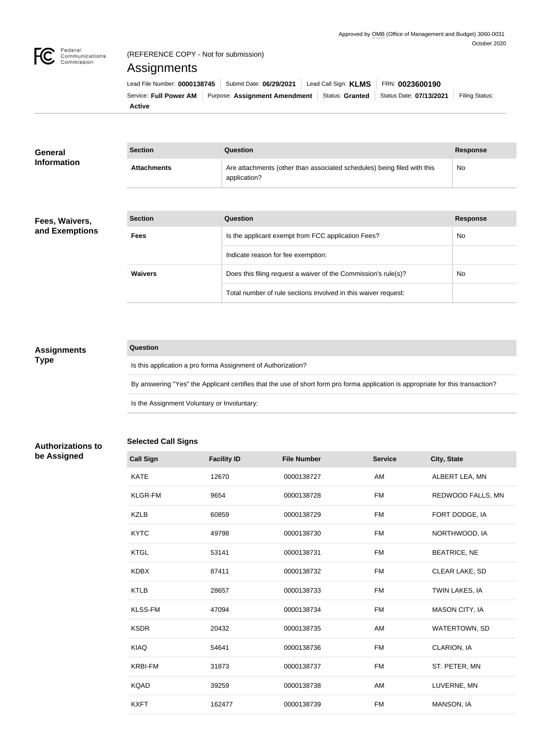Approved by OMB (Office of Management and Budget) 3060-0031
October 2020

(REFERENCE COPY - Not for submission)

# Assignments

Lead File Number: **0000138745** | Submit Date: **06/29/2021** | Lead Call Sign: **KLMS** | FRN: **0023600190**
Service: **Full Power AM** | Purpose: **Assignment Amendment** | Status: **Granted** | Status Date: **07/13/2021** | Filing Status: **Active**

## General Information

| Section | Question | Response |
|---|---|---|
| **Attachments** | Are attachments (other than associated schedules) being filed with this application? | No |

## Fees, Waivers, and Exemptions

| Section | Question | Response |
|---|---|---|
| **Fees** | Is the applicant exempt from FCC application Fees? | No |
| | Indicate reason for fee exemption: | |
| **Waivers** | Does this filing request a waiver of the Commission's rule(s)? | No |
| | Total number of rule sections involved in this waiver request: | |

## Assignments Type

| Question |
|---|
| Is this application a pro forma Assignment of Authorization? |
| By answering "Yes" the Applicant certifies that the use of short form pro forma application is appropriate for this transaction? |
| Is the Assignment Voluntary or Involuntary: |

## Authorizations to be Assigned

### Selected Call Signs

| Call Sign | Facility ID | File Number | Service | City, State |
|---|---|---|---|---|
| KATE | 12670 | 0000138727 | AM | ALBERT LEA, MN |
| KLGR-FM | 9654 | 0000138728 | FM | REDWOOD FALLS, MN |
| KZLB | 60859 | 0000138729 | FM | FORT DODGE, IA |
| KYTC | 49798 | 0000138730 | FM | NORTHWOOD, IA |
| KTGL | 53141 | 0000138731 | FM | BEATRICE, NE |
| KDBX | 87411 | 0000138732 | FM | CLEAR LAKE, SD |
| KTLB | 28657 | 0000138733 | FM | TWIN LAKES, IA |
| KLSS-FM | 47094 | 0000138734 | FM | MASON CITY, IA |
| KSDR | 20432 | 0000138735 | AM | WATERTOWN, SD |
| KIAQ | 54641 | 0000138736 | FM | CLARION, IA |
| KRBI-FM | 31873 | 0000138737 | FM | ST. PETER, MN |
| KQAD | 39259 | 0000138738 | AM | LUVERNE, MN |
| KXFT | 162477 | 0000138739 | FM | MANSON, IA |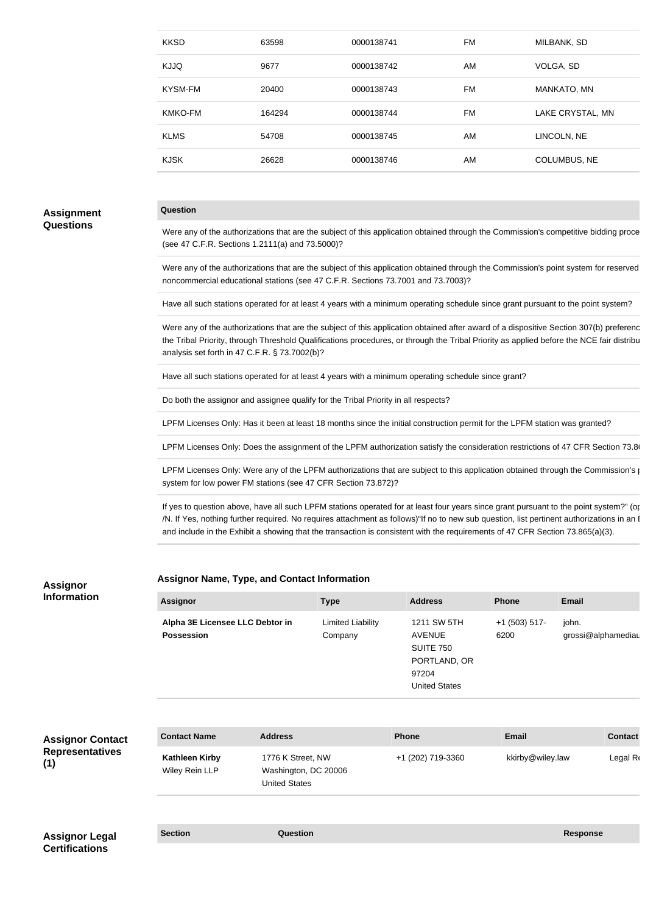| KKSD | 63598 | 0000138741 | FM | MILBANK, SD |
|---|---|---|---|---|
| KJJQ | 9677 | 0000138742 | AM | VOLGA, SD |
| KYSM-FM | 20400 | 0000138743 | FM | MANKATO, MN |
| KMKO-FM | 164294 | 0000138744 | FM | LAKE CRYSTAL, MN |
| KLMS | 54708 | 0000138745 | AM | LINCOLN, NE |
| KJSK | 26628 | 0000138746 | AM | COLUMBUS, NE |

## Assignment Questions

| Question |
|---|
| Were any of the authorizations that are the subject of this application obtained through the Commission's competitive bidding proce (see 47 C.F.R. Sections 1.2111(a) and 73.5000)? |
| Were any of the authorizations that are the subject of this application obtained through the Commission's point system for reserved noncommercial educational stations (see 47 C.F.R. Sections 73.7001 and 73.7003)? |
| Have all such stations operated for at least 4 years with a minimum operating schedule since grant pursuant to the point system? |
| Were any of the authorizations that are the subject of this application obtained after award of a dispositive Section 307(b) preferenc the Tribal Priority, through Threshold Qualifications procedures, or through the Tribal Priority as applied before the NCE fair distribu analysis set forth in 47 C.F.R. § 73.7002(b)? |
| Have all such stations operated for at least 4 years with a minimum operating schedule since grant? |
| Do both the assignor and assignee qualify for the Tribal Priority in all respects? |
| LPFM Licenses Only: Has it been at least 18 months since the initial construction permit for the LPFM station was granted? |
| LPFM Licenses Only: Does the assignment of the LPFM authorization satisfy the consideration restrictions of 47 CFR Section 73.8 |
| LPFM Licenses Only: Were any of the LPFM authorizations that are subject to this application obtained through the Commission's p system for low power FM stations (see 47 CFR Section 73.872)? |
| If yes to question above, have all such LPFM stations operated for at least four years since grant pursuant to the point system?" (op /N. If Yes, nothing further required. No requires attachment as follows)"If no to new sub question, list pertinent authorizations in an E and include in the Exhibit a showing that the transaction is consistent with the requirements of 47 CFR Section 73.865(a)(3). |

## Assignor Information

### Assignor Name, Type, and Contact Information

| Assignor | Type | Address | Phone | Email |
|---|---|---|---|---|
| **Alpha 3E Licensee LLC Debtor in Possession** | Limited Liability Company | 1211 SW 5TH AVENUE SUITE 750 PORTLAND, OR 97204 United States | +1 (503) 517-6200 | john. grossi@alphamediau |

## Assignor Contact Representatives (1)

| Contact Name | Address | Phone | Email | Contact |
|---|---|---|---|---|
| **Kathleen Kirby** Wiley Rein LLP | 1776 K Street, NW Washington, DC 20006 United States | +1 (202) 719-3360 | kkirby@wiley.law | Legal R |

## Assignor Legal Certifications

| Section | Question | Response |
|---|---|---|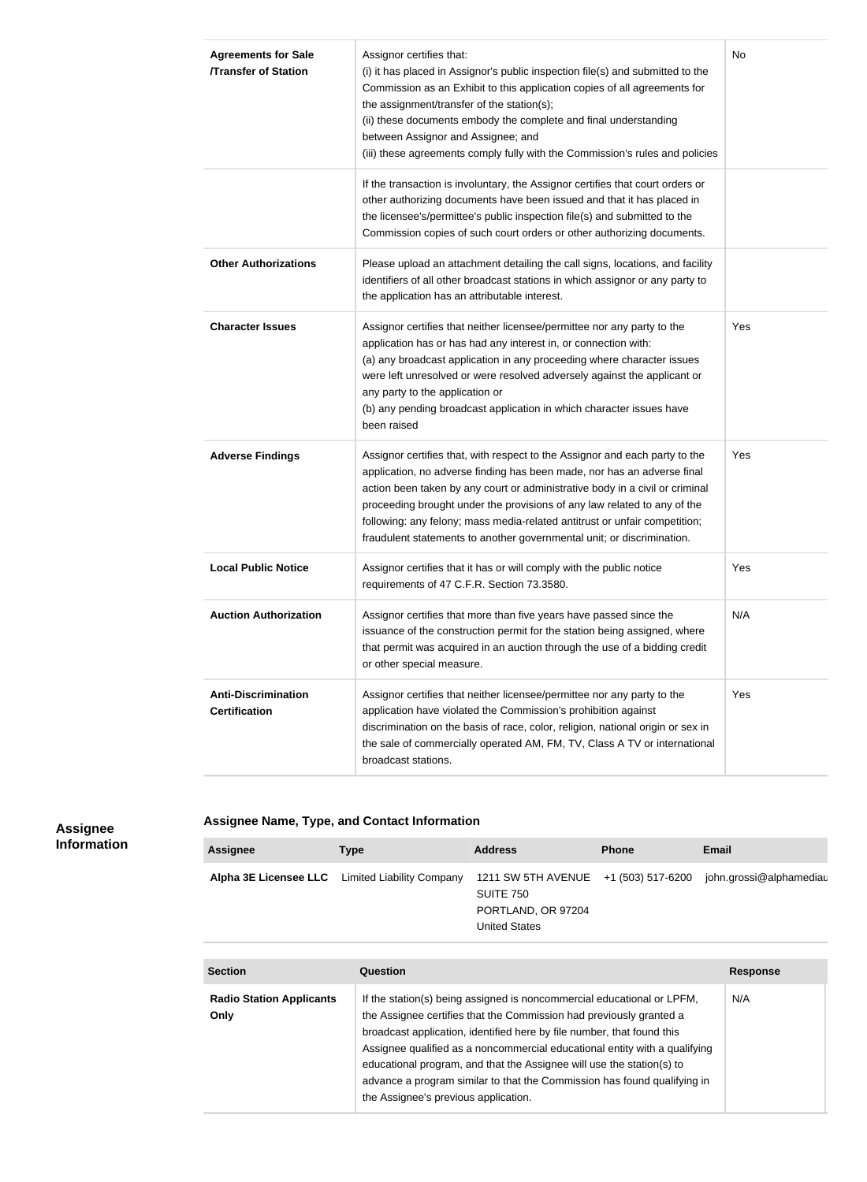| | | |
|---|---|---|
| **Agreements for Sale /Transfer of Station** | Assignor certifies that:<br>(i) it has placed in Assignor's public inspection file(s) and submitted to the Commission as an Exhibit to this application copies of all agreements for the assignment/transfer of the station(s);<br>(ii) these documents embody the complete and final understanding between Assignor and Assignee; and<br>(iii) these agreements comply fully with the Commission's rules and policies | No |
| | If the transaction is involuntary, the Assignor certifies that court orders or other authorizing documents have been issued and that it has placed in the licensee's/permittee's public inspection file(s) and submitted to the Commission copies of such court orders or other authorizing documents. | |
| **Other Authorizations** | Please upload an attachment detailing the call signs, locations, and facility identifiers of all other broadcast stations in which assignor or any party to the application has an attributable interest. | |
| **Character Issues** | Assignor certifies that neither licensee/permittee nor any party to the application has or has had any interest in, or connection with:<br>(a) any broadcast application in any proceeding where character issues were left unresolved or were resolved adversely against the applicant or any party to the application or<br>(b) any pending broadcast application in which character issues have been raised | Yes |
| **Adverse Findings** | Assignor certifies that, with respect to the Assignor and each party to the application, no adverse finding has been made, nor has an adverse final action been taken by any court or administrative body in a civil or criminal proceeding brought under the provisions of any law related to any of the following: any felony; mass media-related antitrust or unfair competition; fraudulent statements to another governmental unit; or discrimination. | Yes |
| **Local Public Notice** | Assignor certifies that it has or will comply with the public notice requirements of 47 C.F.R. Section 73.3580. | Yes |
| **Auction Authorization** | Assignor certifies that more than five years have passed since the issuance of the construction permit for the station being assigned, where that permit was acquired in an auction through the use of a bidding credit or other special measure. | N/A |
| **Anti-Discrimination Certification** | Assignor certifies that neither licensee/permittee nor any party to the application have violated the Commission's prohibition against discrimination on the basis of race, color, religion, national origin or sex in the sale of commercially operated AM, FM, TV, Class A TV or international broadcast stations. | Yes |

## Assignee Information

### Assignee Name, Type, and Contact Information

| Assignee | Type | Address | Phone | Email |
|---|---|---|---|---|
| **Alpha 3E Licensee LLC** | Limited Liability Company | 1211 SW 5TH AVENUE<br>SUITE 750<br>PORTLAND, OR 97204<br>United States | +1 (503) 517-6200 | john.grossi@alphamediau |

| Section | Question | Response |
|---|---|---|
| **Radio Station Applicants Only** | If the station(s) being assigned is noncommercial educational or LPFM, the Assignee certifies that the Commission had previously granted a broadcast application, identified here by file number, that found this Assignee qualified as a noncommercial educational entity with a qualifying educational program, and that the Assignee will use the station(s) to advance a program similar to that the Commission has found qualifying in the Assignee's previous application. | N/A |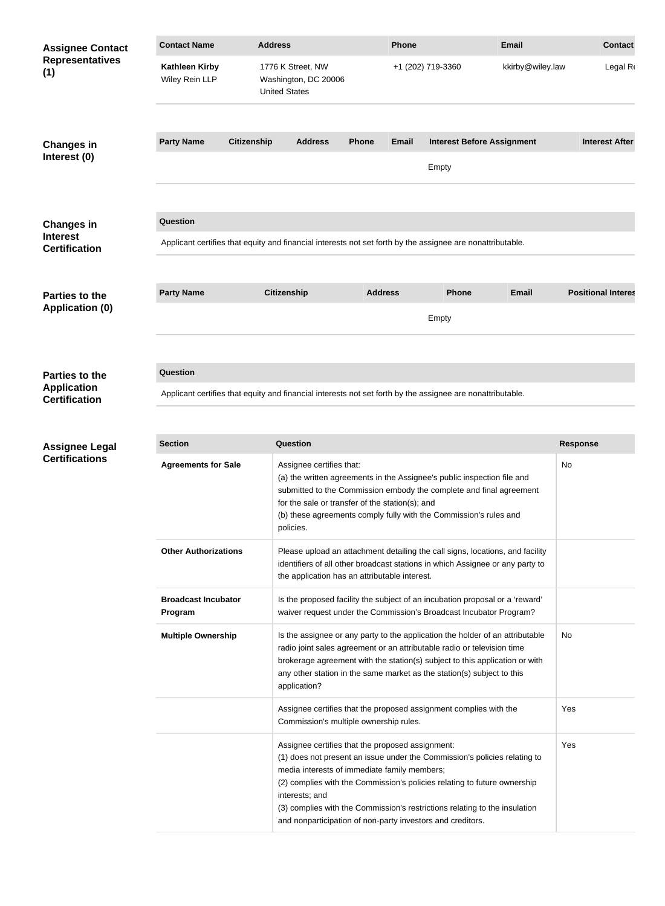**Assignee Contact Representatives (1)**

| Contact Name | Address | Phone | Email | Contact |
| --- | --- | --- | --- | --- |
| **Kathleen Kirby** Wiley Rein LLP | 1776 K Street, NW Washington, DC 20006 United States | +1 (202) 719-3360 | kkirby@wiley.law | Legal R |

**Changes in Interest (0)**

| Party Name | Citizenship | Address | Phone | Email | Interest Before Assignment | Interest After |
| --- | --- | --- | --- | --- | --- | --- |
| | | | | | Empty | |

**Changes in Interest Certification**

| Question |
| --- |
| Applicant certifies that equity and financial interests not set forth by the assignee are nonattributable. |

**Parties to the Application (0)**

| Party Name | Citizenship | Address | Phone | Email | Positional Interes |
| --- | --- | --- | --- | --- | --- |
| | | | | Empty | |

**Parties to the Application Certification**

| Question |
| --- |
| Applicant certifies that equity and financial interests not set forth by the assignee are nonattributable. |

**Assignee Legal Certifications**

| Section | Question | Response |
| --- | --- | --- |
| **Agreements for Sale** | Assignee certifies that:<br>(a) the written agreements in the Assignee's public inspection file and submitted to the Commission embody the complete and final agreement for the sale or transfer of the station(s); and<br>(b) these agreements comply fully with the Commission's rules and policies. | No |
| **Other Authorizations** | Please upload an attachment detailing the call signs, locations, and facility identifiers of all other broadcast stations in which Assignee or any party to the application has an attributable interest. | |
| **Broadcast Incubator Program** | Is the proposed facility the subject of an incubation proposal or a 'reward' waiver request under the Commission's Broadcast Incubator Program? | |
| **Multiple Ownership** | Is the assignee or any party to the application the holder of an attributable radio joint sales agreement or an attributable radio or television time brokerage agreement with the station(s) subject to this application or with any other station in the same market as the station(s) subject to this application? | No |
| | Assignee certifies that the proposed assignment complies with the Commission's multiple ownership rules. | Yes |
| | Assignee certifies that the proposed assignment:<br>(1) does not present an issue under the Commission's policies relating to media interests of immediate family members;<br>(2) complies with the Commission's policies relating to future ownership interests; and<br>(3) complies with the Commission's restrictions relating to the insulation and nonparticipation of non-party investors and creditors. | Yes |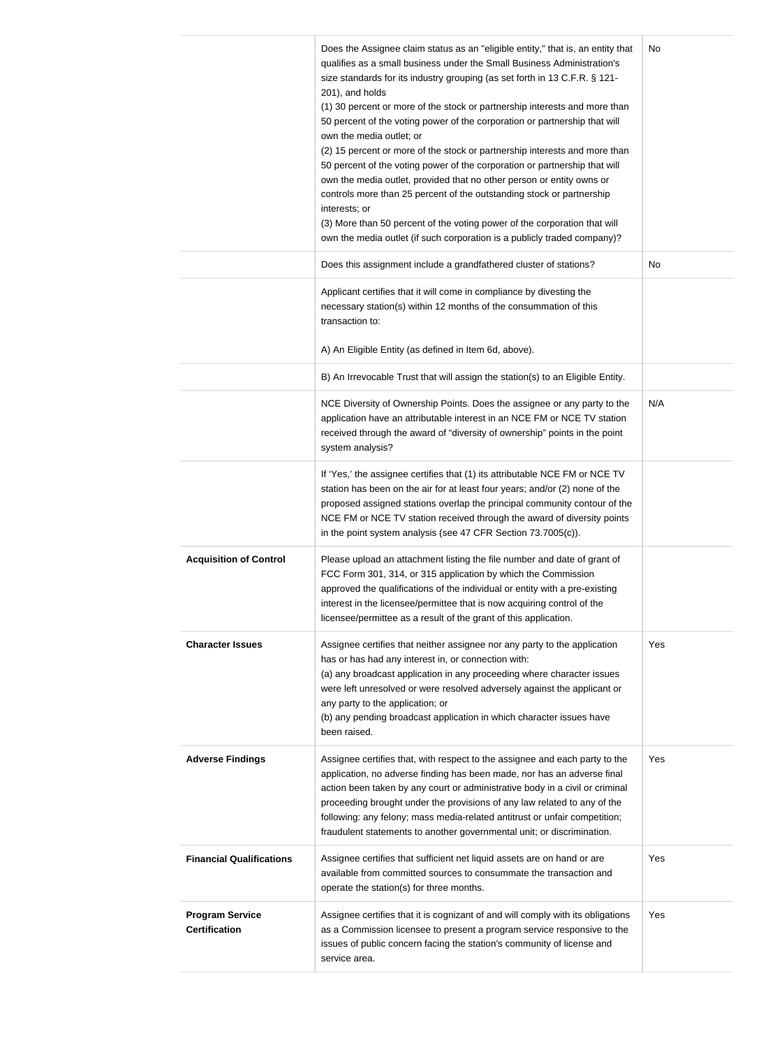| | | |
|---|---|---|
| | Does the Assignee claim status as an "eligible entity," that is, an entity that qualifies as a small business under the Small Business Administration's size standards for its industry grouping (as set forth in 13 C.F.R. § 121-201), and holds<br>(1) 30 percent or more of the stock or partnership interests and more than 50 percent of the voting power of the corporation or partnership that will own the media outlet; or<br>(2) 15 percent or more of the stock or partnership interests and more than 50 percent of the voting power of the corporation or partnership that will own the media outlet, provided that no other person or entity owns or controls more than 25 percent of the outstanding stock or partnership interests; or<br>(3) More than 50 percent of the voting power of the corporation that will own the media outlet (if such corporation is a publicly traded company)? | No |
| | Does this assignment include a grandfathered cluster of stations? | No |
| | Applicant certifies that it will come in compliance by divesting the necessary station(s) within 12 months of the consummation of this transaction to:<br><br>A) An Eligible Entity (as defined in Item 6d, above). | |
| | B) An Irrevocable Trust that will assign the station(s) to an Eligible Entity. | |
| | NCE Diversity of Ownership Points. Does the assignee or any party to the application have an attributable interest in an NCE FM or NCE TV station received through the award of "diversity of ownership" points in the point system analysis? | N/A |
| | If 'Yes,' the assignee certifies that (1) its attributable NCE FM or NCE TV station has been on the air for at least four years; and/or (2) none of the proposed assigned stations overlap the principal community contour of the NCE FM or NCE TV station received through the award of diversity points in the point system analysis (see 47 CFR Section 73.7005(c)). | |
| **Acquisition of Control** | Please upload an attachment listing the file number and date of grant of FCC Form 301, 314, or 315 application by which the Commission approved the qualifications of the individual or entity with a pre-existing interest in the licensee/permittee that is now acquiring control of the licensee/permittee as a result of the grant of this application. | |
| **Character Issues** | Assignee certifies that neither assignee nor any party to the application has or has had any interest in, or connection with:<br>(a) any broadcast application in any proceeding where character issues were left unresolved or were resolved adversely against the applicant or any party to the application; or<br>(b) any pending broadcast application in which character issues have been raised. | Yes |
| **Adverse Findings** | Assignee certifies that, with respect to the assignee and each party to the application, no adverse finding has been made, nor has an adverse final action been taken by any court or administrative body in a civil or criminal proceeding brought under the provisions of any law related to any of the following: any felony; mass media-related antitrust or unfair competition; fraudulent statements to another governmental unit; or discrimination. | Yes |
| **Financial Qualifications** | Assignee certifies that sufficient net liquid assets are on hand or are available from committed sources to consummate the transaction and operate the station(s) for three months. | Yes |
| **Program Service Certification** | Assignee certifies that it is cognizant of and will comply with its obligations as a Commission licensee to present a program service responsive to the issues of public concern facing the station's community of license and service area. | Yes |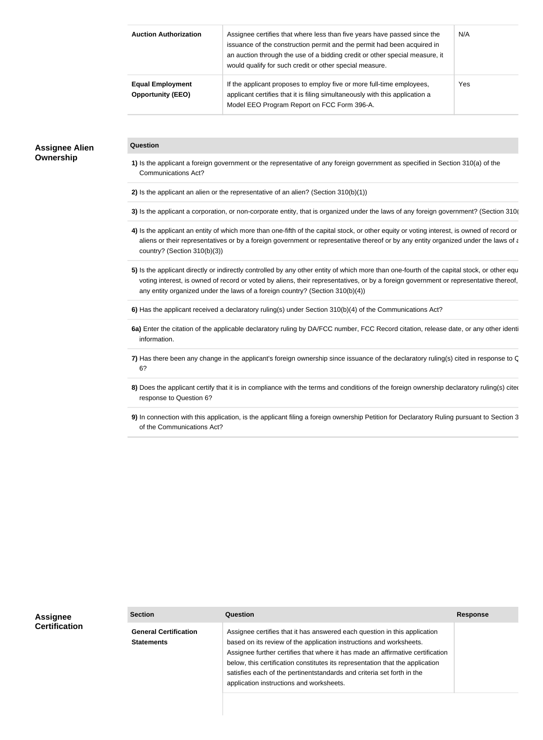| | | |
|---|---|---|
| **Auction Authorization** | Assignee certifies that where less than five years have passed since the issuance of the construction permit and the permit had been acquired in an auction through the use of a bidding credit or other special measure, it would qualify for such credit or other special measure. | N/A |
| **Equal Employment Opportunity (EEO)** | If the applicant proposes to employ five or more full-time employees, applicant certifies that it is filing simultaneously with this application a Model EEO Program Report on FCC Form 396-A. | Yes |

## Assignee Alien Ownership

| Question |
|---|
| **1)** Is the applicant a foreign government or the representative of any foreign government as specified in Section 310(a) of the Communications Act? |
| **2)** Is the applicant an alien or the representative of an alien? (Section 310(b)(1)) |
| **3)** Is the applicant a corporation, or non-corporate entity, that is organized under the laws of any foreign government? (Section 310( |
| **4)** Is the applicant an entity of which more than one-fifth of the capital stock, or other equity or voting interest, is owned of record or aliens or their representatives or by a foreign government or representative thereof or by any entity organized under the laws of a country? (Section 310(b)(3)) |
| **5)** Is the applicant directly or indirectly controlled by any other entity of which more than one-fourth of the capital stock, or other equ voting interest, is owned of record or voted by aliens, their representatives, or by a foreign government or representative thereof, any entity organized under the laws of a foreign country? (Section 310(b)(4)) |
| **6)** Has the applicant received a declaratory ruling(s) under Section 310(b)(4) of the Communications Act? |
| **6a)** Enter the citation of the applicable declaratory ruling by DA/FCC number, FCC Record citation, release date, or any other identi information. |
| **7)** Has there been any change in the applicant's foreign ownership since issuance of the declaratory ruling(s) cited in response to Q 6? |
| **8)** Does the applicant certify that it is in compliance with the terms and conditions of the foreign ownership declaratory ruling(s) cited response to Question 6? |
| **9)** In connection with this application, is the applicant filing a foreign ownership Petition for Declaratory Ruling pursuant to Section 3 of the Communications Act? |

## Assignee Certification

| Section | Question | Response |
|---|---|---|
| **General Certification Statements** | Assignee certifies that it has answered each question in this application based on its review of the application instructions and worksheets. Assignee further certifies that where it has made an affirmative certification below, this certification constitutes its representation that the application satisfies each of the pertinentstandards and criteria set forth in the application instructions and worksheets. | |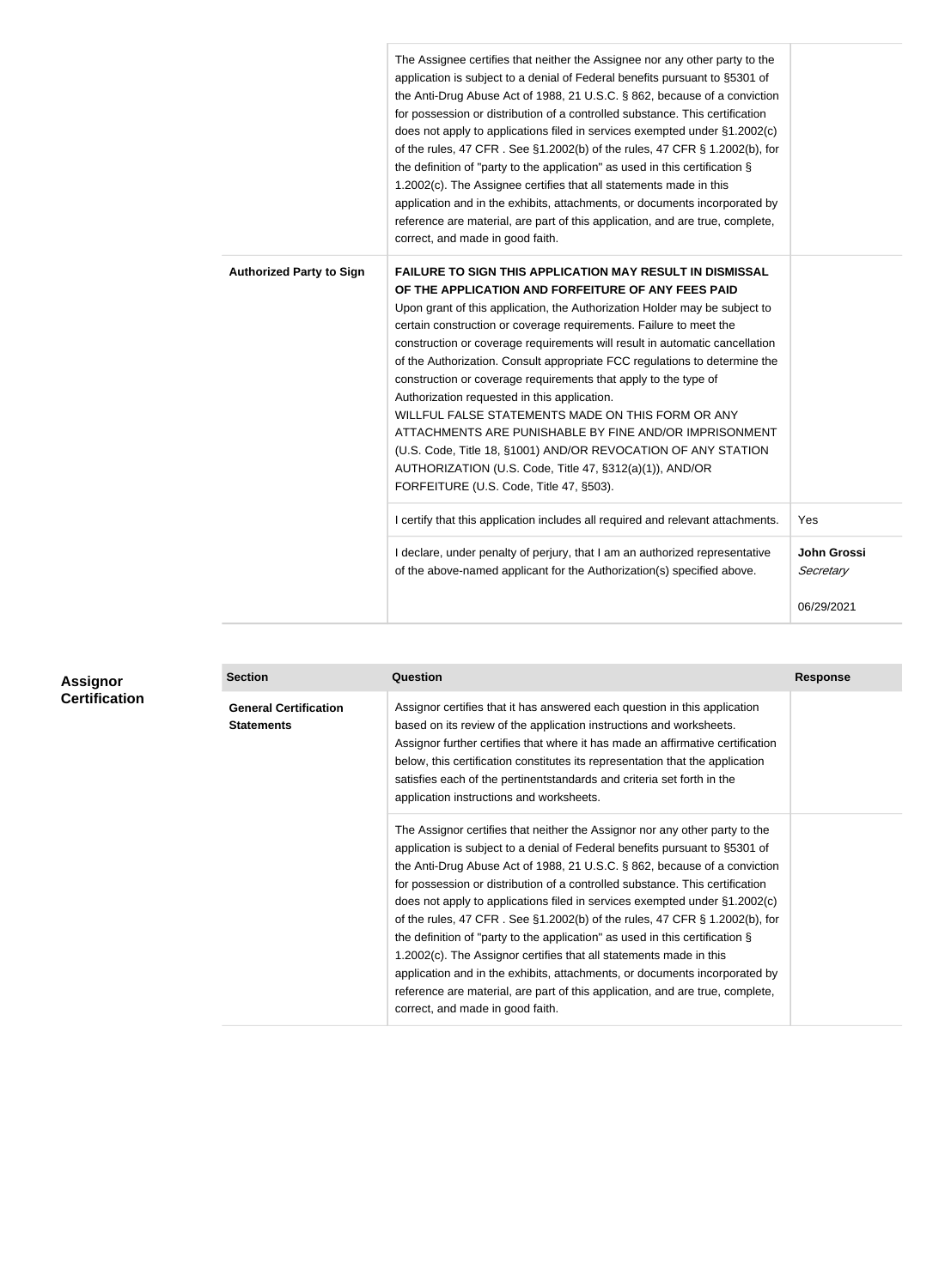| | | |
|---|---|---|
| | The Assignee certifies that neither the Assignee nor any other party to the application is subject to a denial of Federal benefits pursuant to §5301 of the Anti-Drug Abuse Act of 1988, 21 U.S.C. § 862, because of a conviction for possession or distribution of a controlled substance. This certification does not apply to applications filed in services exempted under §1.2002(c) of the rules, 47 CFR . See §1.2002(b) of the rules, 47 CFR § 1.2002(b), for the definition of "party to the application" as used in this certification § 1.2002(c). The Assignee certifies that all statements made in this application and in the exhibits, attachments, or documents incorporated by reference are material, are part of this application, and are true, complete, correct, and made in good faith. | |
| **Authorized Party to Sign** | **FAILURE TO SIGN THIS APPLICATION MAY RESULT IN DISMISSAL OF THE APPLICATION AND FORFEITURE OF ANY FEES PAID** Upon grant of this application, the Authorization Holder may be subject to certain construction or coverage requirements. Failure to meet the construction or coverage requirements will result in automatic cancellation of the Authorization. Consult appropriate FCC regulations to determine the construction or coverage requirements that apply to the type of Authorization requested in this application. WILLFUL FALSE STATEMENTS MADE ON THIS FORM OR ANY ATTACHMENTS ARE PUNISHABLE BY FINE AND/OR IMPRISONMENT (U.S. Code, Title 18, §1001) AND/OR REVOCATION OF ANY STATION AUTHORIZATION (U.S. Code, Title 47, §312(a)(1)), AND/OR FORFEITURE (U.S. Code, Title 47, §503). | |
| | I certify that this application includes all required and relevant attachments. | Yes |
| | I declare, under penalty of perjury, that I am an authorized representative of the above-named applicant for the Authorization(s) specified above. | **John Grossi** *Secretary* 06/29/2021 |

## Assignor Certification

| Section | Question | Response |
|---|---|---|
| **General Certification Statements** | Assignor certifies that it has answered each question in this application based on its review of the application instructions and worksheets. Assignor further certifies that where it has made an affirmative certification below, this certification constitutes its representation that the application satisfies each of the pertinentstandards and criteria set forth in the application instructions and worksheets. | |
| | The Assignor certifies that neither the Assignor nor any other party to the application is subject to a denial of Federal benefits pursuant to §5301 of the Anti-Drug Abuse Act of 1988, 21 U.S.C. § 862, because of a conviction for possession or distribution of a controlled substance. This certification does not apply to applications filed in services exempted under §1.2002(c) of the rules, 47 CFR . See §1.2002(b) of the rules, 47 CFR § 1.2002(b), for the definition of "party to the application" as used in this certification § 1.2002(c). The Assignor certifies that all statements made in this application and in the exhibits, attachments, or documents incorporated by reference are material, are part of this application, and are true, complete, correct, and made in good faith. | |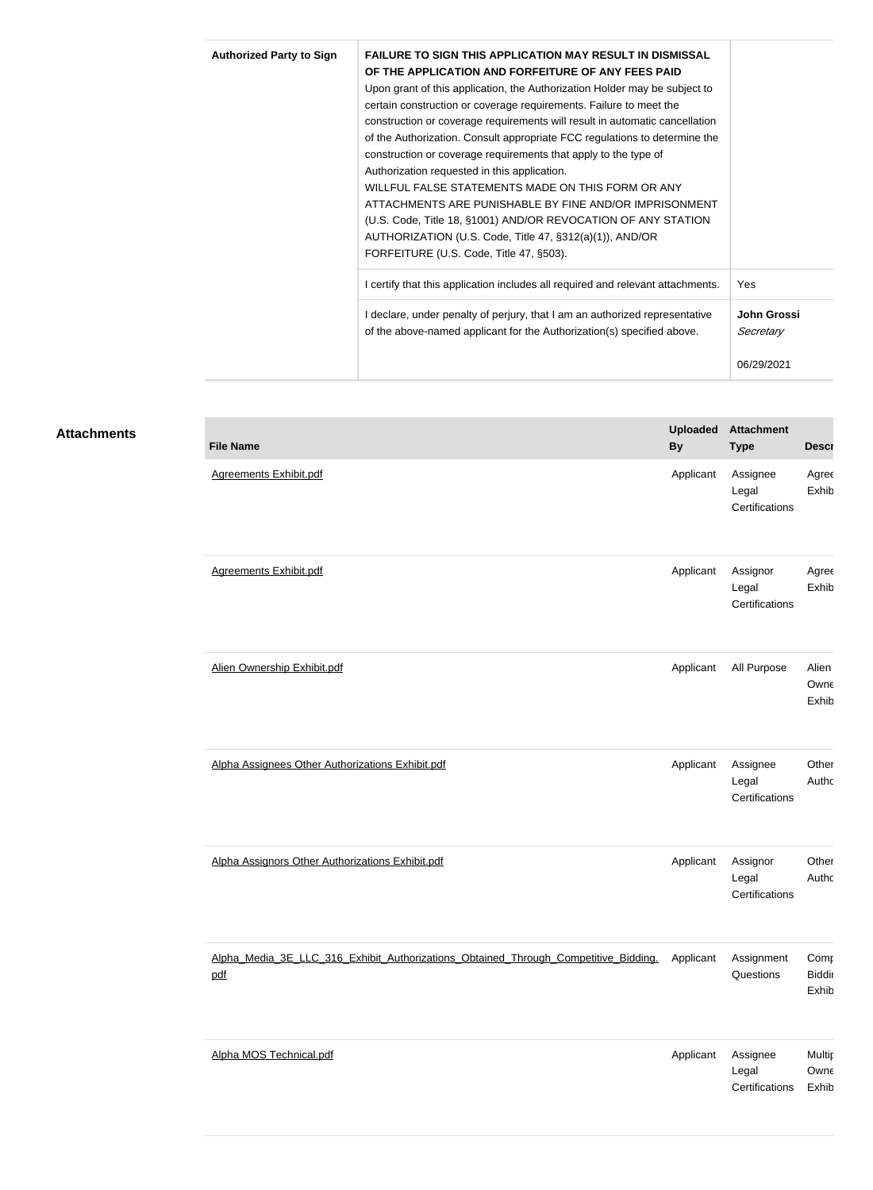| Authorized Party to Sign | **FAILURE TO SIGN THIS APPLICATION MAY RESULT IN DISMISSAL OF THE APPLICATION AND FORFEITURE OF ANY FEES PAID**<br>Upon grant of this application, the Authorization Holder may be subject to certain construction or coverage requirements. Failure to meet the construction or coverage requirements will result in automatic cancellation of the Authorization. Consult appropriate FCC regulations to determine the construction or coverage requirements that apply to the type of Authorization requested in this application.<br>WILLFUL FALSE STATEMENTS MADE ON THIS FORM OR ANY ATTACHMENTS ARE PUNISHABLE BY FINE AND/OR IMPRISONMENT (U.S. Code, Title 18, §1001) AND/OR REVOCATION OF ANY STATION AUTHORIZATION (U.S. Code, Title 47, §312(a)(1)), AND/OR FORFEITURE (U.S. Code, Title 47, §503). | |
|---|---|---|
| | I certify that this application includes all required and relevant attachments. | Yes |
| | I declare, under penalty of perjury, that I am an authorized representative of the above-named applicant for the Authorization(s) specified above. | **John Grossi**<br>*Secretary*<br><br>06/29/2021 |

## Attachments

| File Name | Uploaded By | Attachment Type | Descr |
|---|---|---|---|
| Agreements Exhibit.pdf | Applicant | Assignee Legal Certifications | Agree Exhib |
| Agreements Exhibit.pdf | Applicant | Assignor Legal Certifications | Agree Exhib |
| Alien Ownership Exhibit.pdf | Applicant | All Purpose | Alien Owne Exhib |
| Alpha Assignees Other Authorizations Exhibit.pdf | Applicant | Assignee Legal Certifications | Other Autho |
| Alpha Assignors Other Authorizations Exhibit.pdf | Applicant | Assignor Legal Certifications | Other Autho |
| Alpha_Media_3E_LLC_316_Exhibit_Authorizations_Obtained_Through_Competitive_Bidding.pdf | Applicant | Assignment Questions | Comp Biddi Exhib |
| Alpha MOS Technical.pdf | Applicant | Assignee Legal Certifications | Multip Owne Exhib |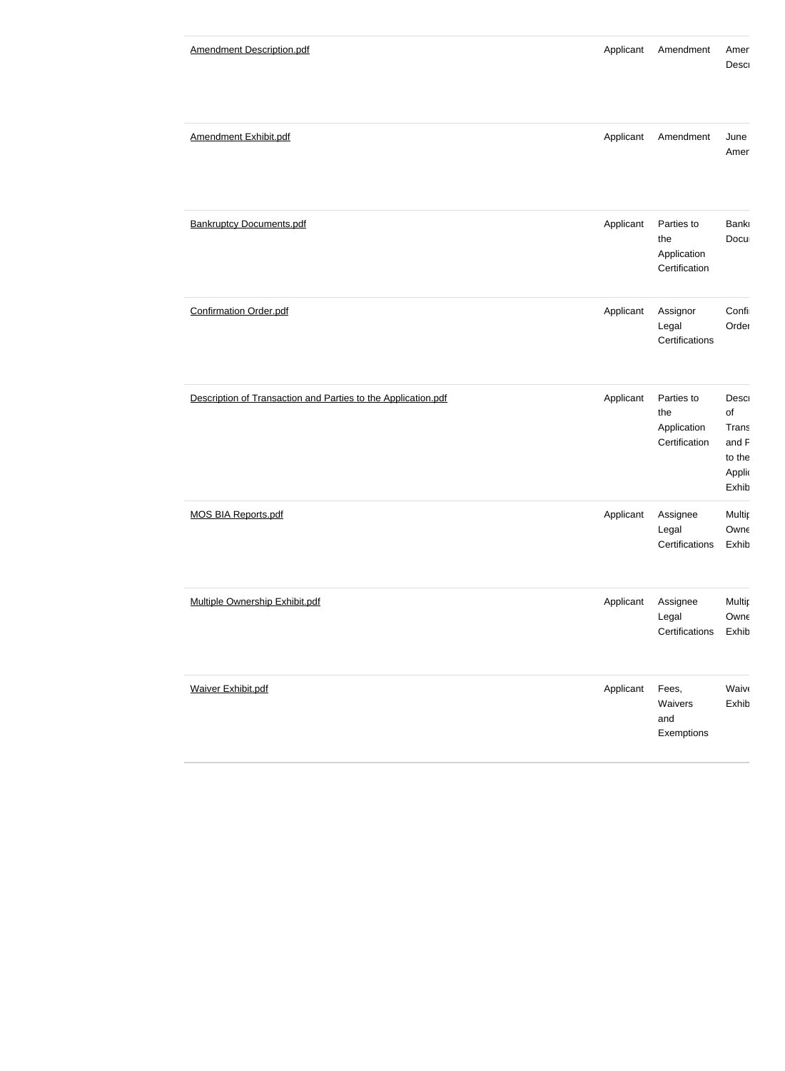| | | | |
|---|---|---|---|
| Amendment Description.pdf | Applicant | Amendment | Amer Descr |
| Amendment Exhibit.pdf | Applicant | Amendment | June Amer |
| Bankruptcy Documents.pdf | Applicant | Parties to the Application Certification | Bankr Docu |
| Confirmation Order.pdf | Applicant | Assignor Legal Certifications | Confi Order |
| Description of Transaction and Parties to the Application.pdf | Applicant | Parties to the Application Certification | Descr of Trans and F to the Applic Exhib |
| MOS BIA Reports.pdf | Applicant | Assignee Legal Certifications | Multip Owne Exhib |
| Multiple Ownership Exhibit.pdf | Applicant | Assignee Legal Certifications | Multip Owne Exhib |
| Waiver Exhibit.pdf | Applicant | Fees, Waivers and Exemptions | Waive Exhib |